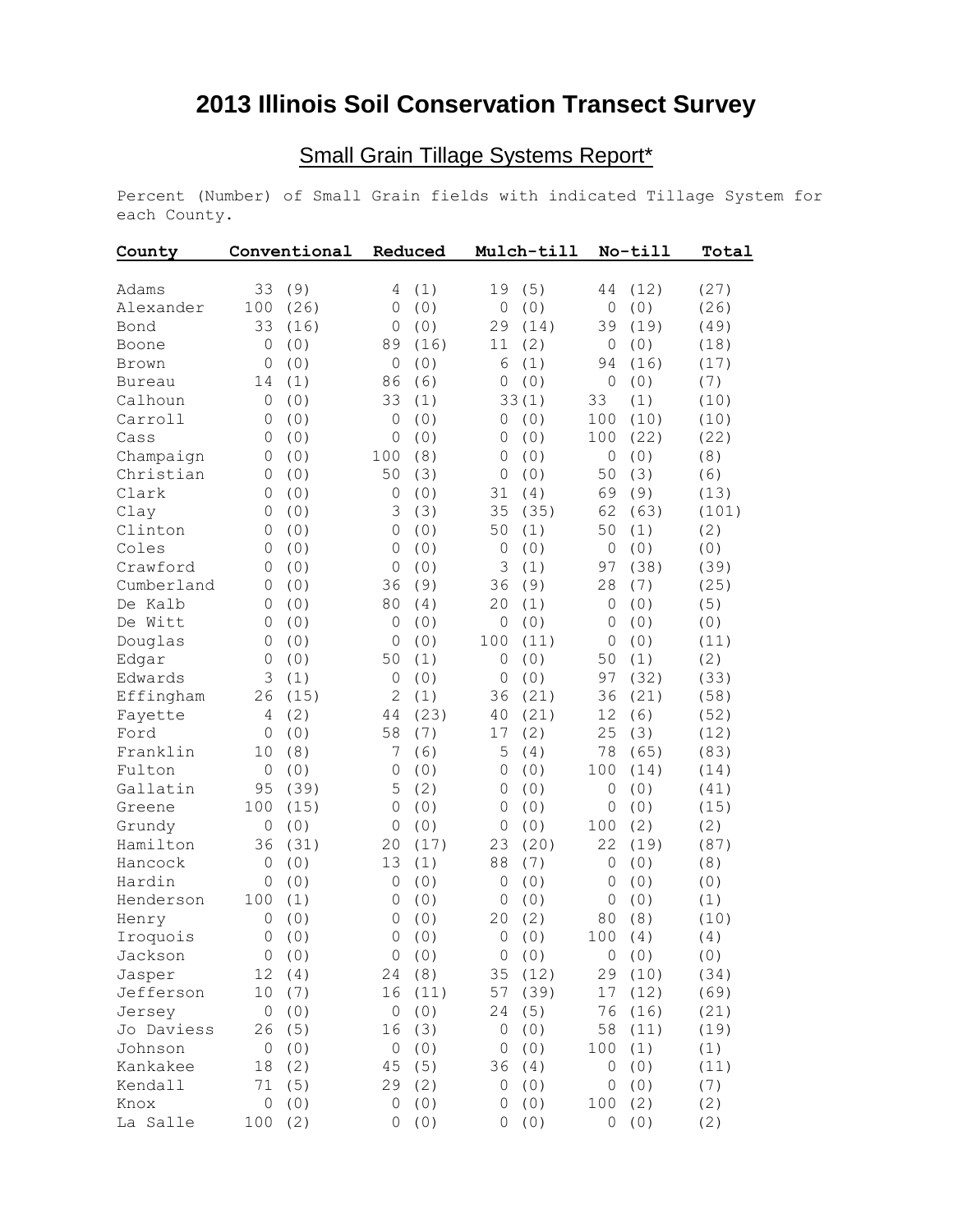# 2013 Illinois Soil Conservation Transect Survey

## Small Grain Tillage Systems Report*

Percent (Number) of Small Grain fields with indicated Tillage System for each County.

| County | Conventional | Reduced | Mulch-till | No-till | Total |
|---|---|---|---|---|---|
| Adams | 33 (9) | 4 (1) | 19 (5) | 44 (12) | (27) |
| Alexander | 100 (26) | 0 (0) | 0 (0) | 0 (0) | (26) |
| Bond | 33 (16) | 0 (0) | 29 (14) | 39 (19) | (49) |
| Boone | 0 (0) | 89 (16) | 11 (2) | 0 (0) | (18) |
| Brown | 0 (0) | 0 (0) | 6 (1) | 94 (16) | (17) |
| Bureau | 14 (1) | 86 (6) | 0 (0) | 0 (0) | (7) |
| Calhoun | 0 (0) | 33 (1) | 33(1) | 33 (1) | (10) |
| Carroll | 0 (0) | 0 (0) | 0 (0) | 100 (10) | (10) |
| Cass | 0 (0) | 0 (0) | 0 (0) | 100 (22) | (22) |
| Champaign | 0 (0) | 100 (8) | 0 (0) | 0 (0) | (8) |
| Christian | 0 (0) | 50 (3) | 0 (0) | 50 (3) | (6) |
| Clark | 0 (0) | 0 (0) | 31 (4) | 69 (9) | (13) |
| Clay | 0 (0) | 3 (3) | 35 (35) | 62 (63) | (101) |
| Clinton | 0 (0) | 0 (0) | 50 (1) | 50 (1) | (2) |
| Coles | 0 (0) | 0 (0) | 0 (0) | 0 (0) | (0) |
| Crawford | 0 (0) | 0 (0) | 3 (1) | 97 (38) | (39) |
| Cumberland | 0 (0) | 36 (9) | 36 (9) | 28 (7) | (25) |
| De Kalb | 0 (0) | 80 (4) | 20 (1) | 0 (0) | (5) |
| De Witt | 0 (0) | 0 (0) | 0 (0) | 0 (0) | (0) |
| Douglas | 0 (0) | 0 (0) | 100 (11) | 0 (0) | (11) |
| Edgar | 0 (0) | 50 (1) | 0 (0) | 50 (1) | (2) |
| Edwards | 3 (1) | 0 (0) | 0 (0) | 97 (32) | (33) |
| Effingham | 26 (15) | 2 (1) | 36 (21) | 36 (21) | (58) |
| Fayette | 4 (2) | 44 (23) | 40 (21) | 12 (6) | (52) |
| Ford | 0 (0) | 58 (7) | 17 (2) | 25 (3) | (12) |
| Franklin | 10 (8) | 7 (6) | 5 (4) | 78 (65) | (83) |
| Fulton | 0 (0) | 0 (0) | 0 (0) | 100 (14) | (14) |
| Gallatin | 95 (39) | 5 (2) | 0 (0) | 0 (0) | (41) |
| Greene | 100 (15) | 0 (0) | 0 (0) | 0 (0) | (15) |
| Grundy | 0 (0) | 0 (0) | 0 (0) | 100 (2) | (2) |
| Hamilton | 36 (31) | 20 (17) | 23 (20) | 22 (19) | (87) |
| Hancock | 0 (0) | 13 (1) | 88 (7) | 0 (0) | (8) |
| Hardin | 0 (0) | 0 (0) | 0 (0) | 0 (0) | (0) |
| Henderson | 100 (1) | 0 (0) | 0 (0) | 0 (0) | (1) |
| Henry | 0 (0) | 0 (0) | 20 (2) | 80 (8) | (10) |
| Iroquois | 0 (0) | 0 (0) | 0 (0) | 100 (4) | (4) |
| Jackson | 0 (0) | 0 (0) | 0 (0) | 0 (0) | (0) |
| Jasper | 12 (4) | 24 (8) | 35 (12) | 29 (10) | (34) |
| Jefferson | 10 (7) | 16 (11) | 57 (39) | 17 (12) | (69) |
| Jersey | 0 (0) | 0 (0) | 24 (5) | 76 (16) | (21) |
| Jo Daviess | 26 (5) | 16 (3) | 0 (0) | 58 (11) | (19) |
| Johnson | 0 (0) | 0 (0) | 0 (0) | 100 (1) | (1) |
| Kankakee | 18 (2) | 45 (5) | 36 (4) | 0 (0) | (11) |
| Kendall | 71 (5) | 29 (2) | 0 (0) | 0 (0) | (7) |
| Knox | 0 (0) | 0 (0) | 0 (0) | 100 (2) | (2) |
| La Salle | 100 (2) | 0 (0) | 0 (0) | 0 (0) | (2) |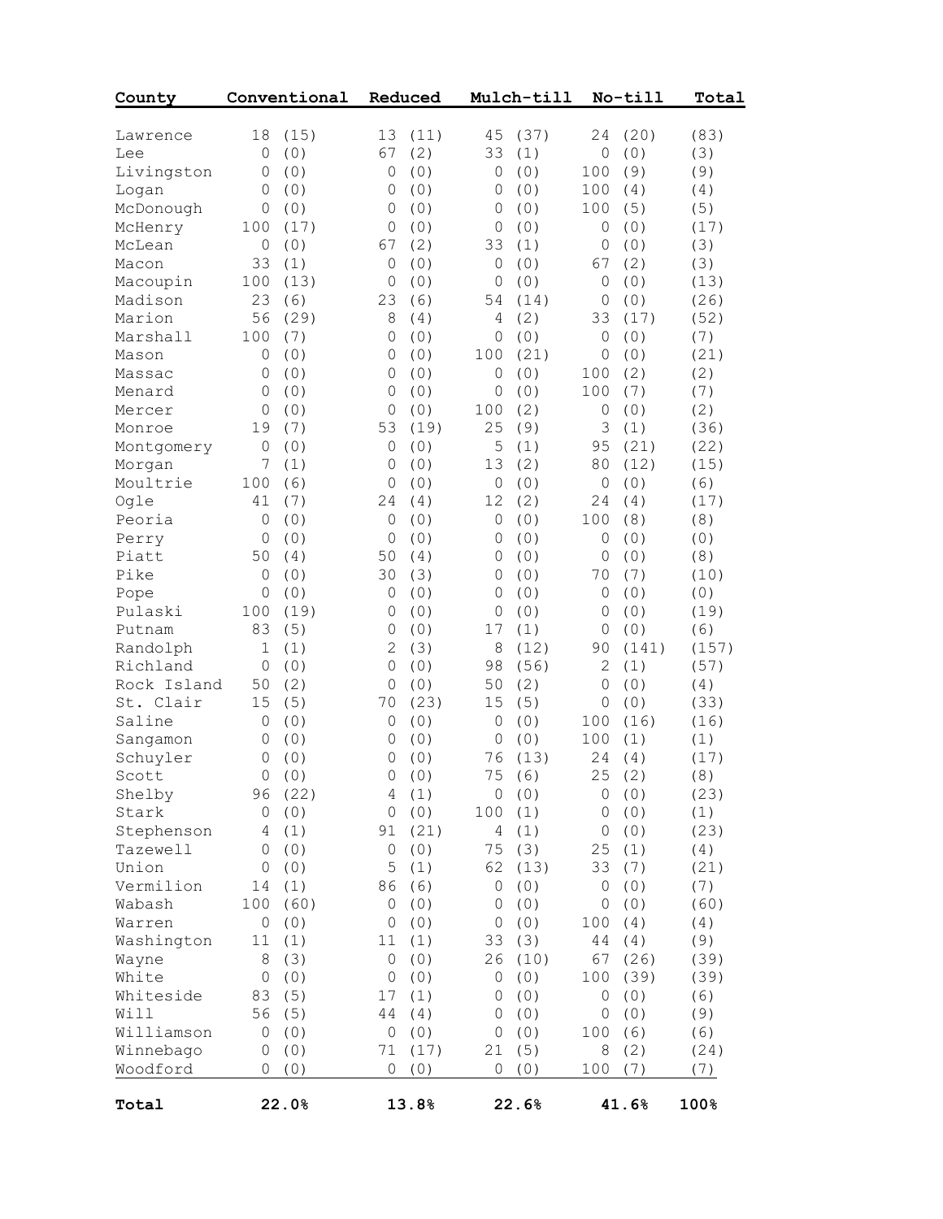| County | Conventional | Reduced | Mulch-till | No-till | Total |
|---|---|---|---|---|---|
| Lawrence | 18 (15) | 13 (11) | 45 (37) | 24 (20) | (83) |
| Lee | 0 (0) | 67 (2) | 33 (1) | 0 (0) | (3) |
| Livingston | 0 (0) | 0 (0) | 0 (0) | 100 (9) | (9) |
| Logan | 0 (0) | 0 (0) | 0 (0) | 100 (4) | (4) |
| McDonough | 0 (0) | 0 (0) | 0 (0) | 100 (5) | (5) |
| McHenry | 100 (17) | 0 (0) | 0 (0) | 0 (0) | (17) |
| McLean | 0 (0) | 67 (2) | 33 (1) | 0 (0) | (3) |
| Macon | 33 (1) | 0 (0) | 0 (0) | 67 (2) | (3) |
| Macoupin | 100 (13) | 0 (0) | 0 (0) | 0 (0) | (13) |
| Madison | 23 (6) | 23 (6) | 54 (14) | 0 (0) | (26) |
| Marion | 56 (29) | 8 (4) | 4 (2) | 33 (17) | (52) |
| Marshall | 100 (7) | 0 (0) | 0 (0) | 0 (0) | (7) |
| Mason | 0 (0) | 0 (0) | 100 (21) | 0 (0) | (21) |
| Massac | 0 (0) | 0 (0) | 0 (0) | 100 (2) | (2) |
| Menard | 0 (0) | 0 (0) | 0 (0) | 100 (7) | (7) |
| Mercer | 0 (0) | 0 (0) | 100 (2) | 0 (0) | (2) |
| Monroe | 19 (7) | 53 (19) | 25 (9) | 3 (1) | (36) |
| Montgomery | 0 (0) | 0 (0) | 5 (1) | 95 (21) | (22) |
| Morgan | 7 (1) | 0 (0) | 13 (2) | 80 (12) | (15) |
| Moultrie | 100 (6) | 0 (0) | 0 (0) | 0 (0) | (6) |
| Ogle | 41 (7) | 24 (4) | 12 (2) | 24 (4) | (17) |
| Peoria | 0 (0) | 0 (0) | 0 (0) | 100 (8) | (8) |
| Perry | 0 (0) | 0 (0) | 0 (0) | 0 (0) | (0) |
| Piatt | 50 (4) | 50 (4) | 0 (0) | 0 (0) | (8) |
| Pike | 0 (0) | 30 (3) | 0 (0) | 70 (7) | (10) |
| Pope | 0 (0) | 0 (0) | 0 (0) | 0 (0) | (0) |
| Pulaski | 100 (19) | 0 (0) | 0 (0) | 0 (0) | (19) |
| Putnam | 83 (5) | 0 (0) | 17 (1) | 0 (0) | (6) |
| Randolph | 1 (1) | 2 (3) | 8 (12) | 90 (141) | (157) |
| Richland | 0 (0) | 0 (0) | 98 (56) | 2 (1) | (57) |
| Rock Island | 50 (2) | 0 (0) | 50 (2) | 0 (0) | (4) |
| St. Clair | 15 (5) | 70 (23) | 15 (5) | 0 (0) | (33) |
| Saline | 0 (0) | 0 (0) | 0 (0) | 100 (16) | (16) |
| Sangamon | 0 (0) | 0 (0) | 0 (0) | 100 (1) | (1) |
| Schuyler | 0 (0) | 0 (0) | 76 (13) | 24 (4) | (17) |
| Scott | 0 (0) | 0 (0) | 75 (6) | 25 (2) | (8) |
| Shelby | 96 (22) | 4 (1) | 0 (0) | 0 (0) | (23) |
| Stark | 0 (0) | 0 (0) | 100 (1) | 0 (0) | (1) |
| Stephenson | 4 (1) | 91 (21) | 4 (1) | 0 (0) | (23) |
| Tazewell | 0 (0) | 0 (0) | 75 (3) | 25 (1) | (4) |
| Union | 0 (0) | 5 (1) | 62 (13) | 33 (7) | (21) |
| Vermilion | 14 (1) | 86 (6) | 0 (0) | 0 (0) | (7) |
| Wabash | 100 (60) | 0 (0) | 0 (0) | 0 (0) | (60) |
| Warren | 0 (0) | 0 (0) | 0 (0) | 100 (4) | (4) |
| Washington | 11 (1) | 11 (1) | 33 (3) | 44 (4) | (9) |
| Wayne | 8 (3) | 0 (0) | 26 (10) | 67 (26) | (39) |
| White | 0 (0) | 0 (0) | 0 (0) | 100 (39) | (39) |
| Whiteside | 83 (5) | 17 (1) | 0 (0) | 0 (0) | (6) |
| Will | 56 (5) | 44 (4) | 0 (0) | 0 (0) | (9) |
| Williamson | 0 (0) | 0 (0) | 0 (0) | 100 (6) | (6) |
| Winnebago | 0 (0) | 71 (17) | 21 (5) | 8 (2) | (24) |
| Woodford | 0 (0) | 0 (0) | 0 (0) | 100 (7) | (7) |
| **Total** | **22.0%** | **13.8%** | **22.6%** | **41.6%** | **100%** |